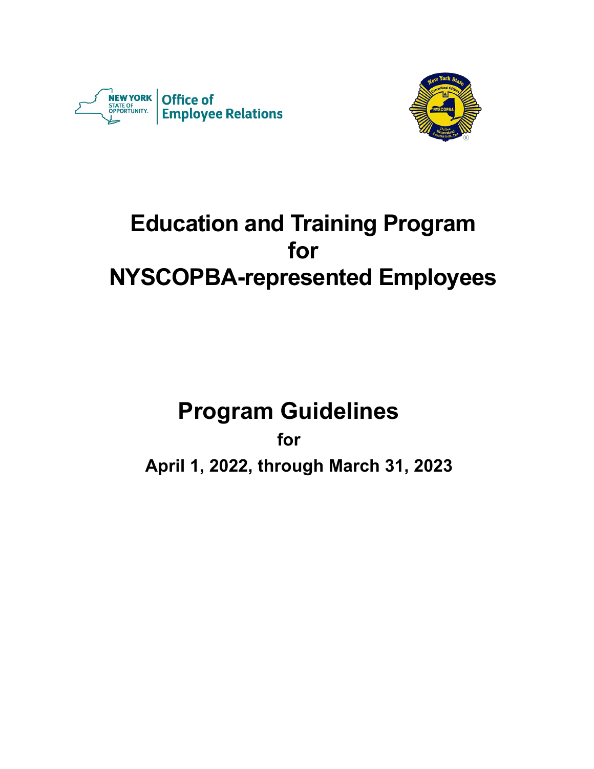NEW YORK STATE OF OPPORTUNITY. | Office of Employee Relations

# Education and Training Program for NYSCOPBA-represented Employees

## Program Guidelines

**for**

**April 1, 2022, through March 31, 2023**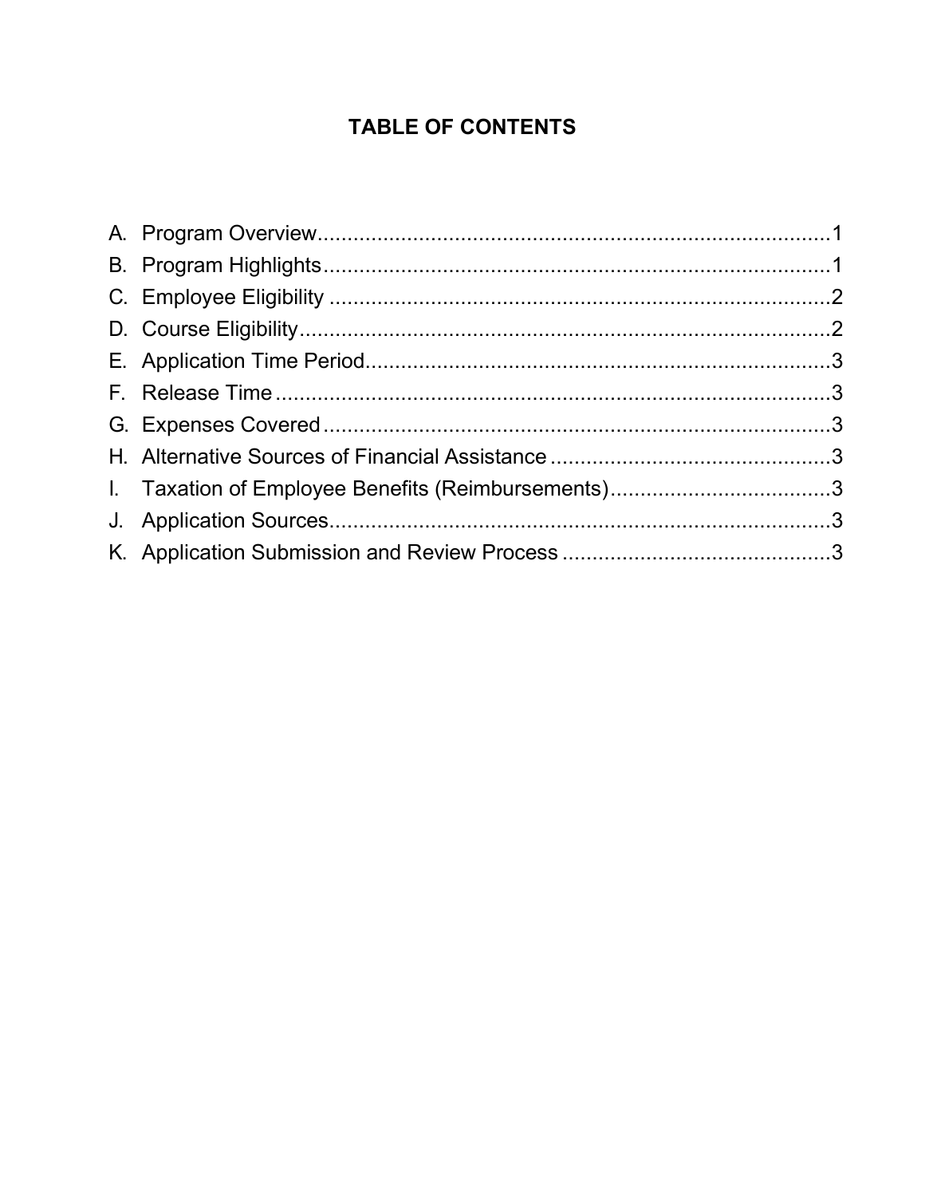# TABLE OF CONTENTS

A. Program Overview .......................................................................................1
B. Program Highlights.......................................................................................1
C. Employee Eligibility .....................................................................................2
D. Course Eligibility...........................................................................................2
E. Application Time Period...............................................................................3
F. Release Time ...............................................................................................3
G. Expenses Covered ......................................................................................3
H. Alternative Sources of Financial Assistance ...............................................3
I. Taxation of Employee Benefits (Reimbursements).....................................3
J. Application Sources.....................................................................................3
K. Application Submission and Review Process .............................................3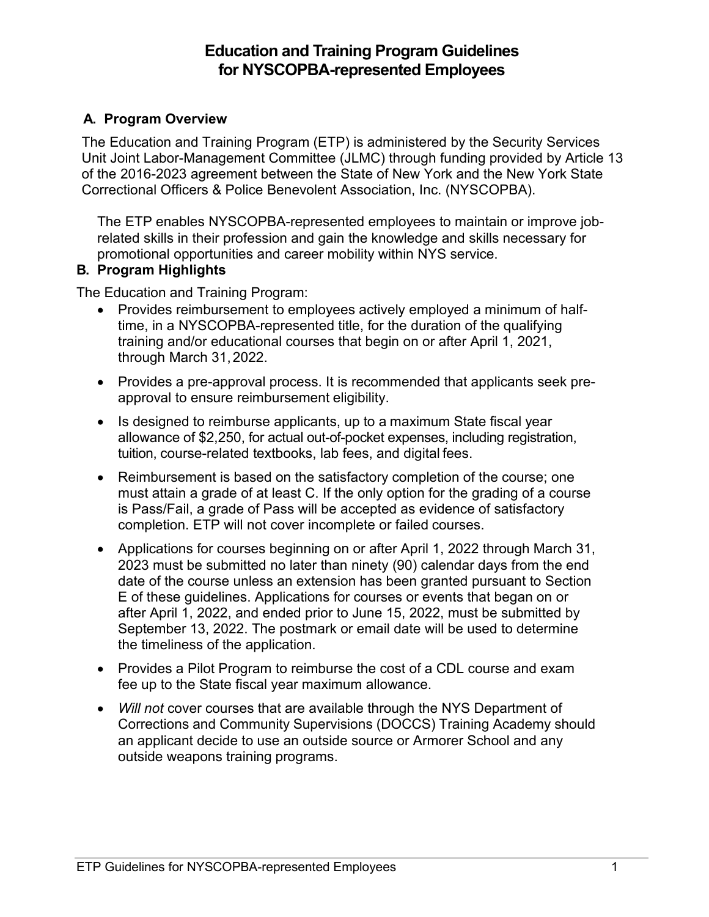# Education and Training Program Guidelines for NYSCOPBA-represented Employees

## A. Program Overview

The Education and Training Program (ETP) is administered by the Security Services Unit Joint Labor-Management Committee (JLMC) through funding provided by Article 13 of the 2016-2023 agreement between the State of New York and the New York State Correctional Officers & Police Benevolent Association, Inc. (NYSCOPBA).

The ETP enables NYSCOPBA-represented employees to maintain or improve job-related skills in their profession and gain the knowledge and skills necessary for promotional opportunities and career mobility within NYS service.

## B. Program Highlights

The Education and Training Program:

- Provides reimbursement to employees actively employed a minimum of half-time, in a NYSCOPBA-represented title, for the duration of the qualifying training and/or educational courses that begin on or after April 1, 2021, through March 31, 2022.
- Provides a pre-approval process. It is recommended that applicants seek pre-approval to ensure reimbursement eligibility.
- Is designed to reimburse applicants, up to a maximum State fiscal year allowance of $2,250, for actual out-of-pocket expenses, including registration, tuition, course-related textbooks, lab fees, and digital fees.
- Reimbursement is based on the satisfactory completion of the course; one must attain a grade of at least C. If the only option for the grading of a course is Pass/Fail, a grade of Pass will be accepted as evidence of satisfactory completion. ETP will not cover incomplete or failed courses.
- Applications for courses beginning on or after April 1, 2022 through March 31, 2023 must be submitted no later than ninety (90) calendar days from the end date of the course unless an extension has been granted pursuant to Section E of these guidelines. Applications for courses or events that began on or after April 1, 2022, and ended prior to June 15, 2022, must be submitted by September 13, 2022. The postmark or email date will be used to determine the timeliness of the application.
- Provides a Pilot Program to reimburse the cost of a CDL course and exam fee up to the State fiscal year maximum allowance.
- *Will not* cover courses that are available through the NYS Department of Corrections and Community Supervisions (DOCCS) Training Academy should an applicant decide to use an outside source or Armorer School and any outside weapons training programs.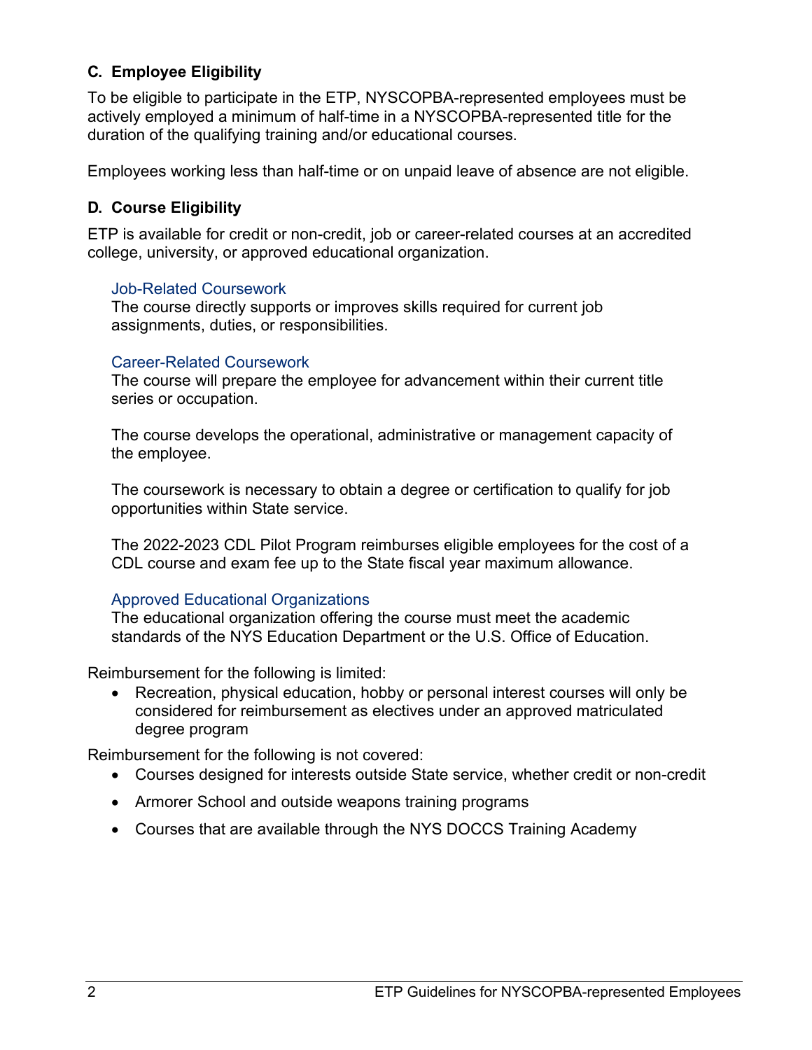## C. Employee Eligibility

To be eligible to participate in the ETP, NYSCOPBA-represented employees must be actively employed a minimum of half-time in a NYSCOPBA-represented title for the duration of the qualifying training and/or educational courses.

Employees working less than half-time or on unpaid leave of absence are not eligible.

## D. Course Eligibility

ETP is available for credit or non-credit, job or career-related courses at an accredited college, university, or approved educational organization.

### Job-Related Coursework

The course directly supports or improves skills required for current job assignments, duties, or responsibilities.

### Career-Related Coursework

The course will prepare the employee for advancement within their current title series or occupation.

The course develops the operational, administrative or management capacity of the employee.

The coursework is necessary to obtain a degree or certification to qualify for job opportunities within State service.

The 2022-2023 CDL Pilot Program reimburses eligible employees for the cost of a CDL course and exam fee up to the State fiscal year maximum allowance.

### Approved Educational Organizations

The educational organization offering the course must meet the academic standards of the NYS Education Department or the U.S. Office of Education.

Reimbursement for the following is limited:

- Recreation, physical education, hobby or personal interest courses will only be considered for reimbursement as electives under an approved matriculated degree program

Reimbursement for the following is not covered:

- Courses designed for interests outside State service, whether credit or non-credit
- Armorer School and outside weapons training programs
- Courses that are available through the NYS DOCCS Training Academy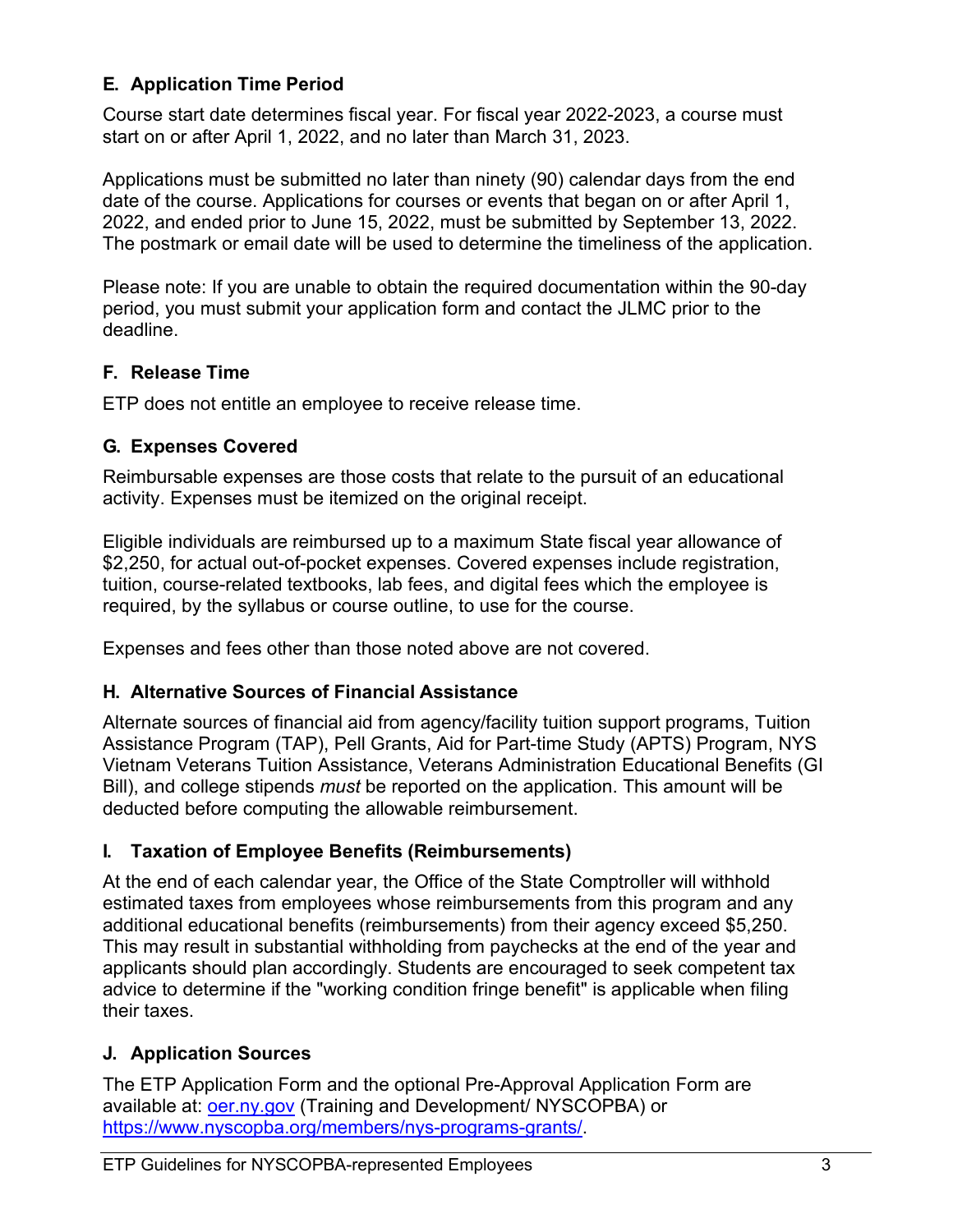## E. Application Time Period

Course start date determines fiscal year. For fiscal year 2022-2023, a course must start on or after April 1, 2022, and no later than March 31, 2023.

Applications must be submitted no later than ninety (90) calendar days from the end date of the course. Applications for courses or events that began on or after April 1, 2022, and ended prior to June 15, 2022, must be submitted by September 13, 2022. The postmark or email date will be used to determine the timeliness of the application.

Please note: If you are unable to obtain the required documentation within the 90-day period, you must submit your application form and contact the JLMC prior to the deadline.

## F. Release Time

ETP does not entitle an employee to receive release time.

## G. Expenses Covered

Reimbursable expenses are those costs that relate to the pursuit of an educational activity. Expenses must be itemized on the original receipt.

Eligible individuals are reimbursed up to a maximum State fiscal year allowance of $2,250, for actual out-of-pocket expenses. Covered expenses include registration, tuition, course-related textbooks, lab fees, and digital fees which the employee is required, by the syllabus or course outline, to use for the course.

Expenses and fees other than those noted above are not covered.

## H. Alternative Sources of Financial Assistance

Alternate sources of financial aid from agency/facility tuition support programs, Tuition Assistance Program (TAP), Pell Grants, Aid for Part-time Study (APTS) Program, NYS Vietnam Veterans Tuition Assistance, Veterans Administration Educational Benefits (GI Bill), and college stipends *must* be reported on the application. This amount will be deducted before computing the allowable reimbursement.

## I. Taxation of Employee Benefits (Reimbursements)

At the end of each calendar year, the Office of the State Comptroller will withhold estimated taxes from employees whose reimbursements from this program and any additional educational benefits (reimbursements) from their agency exceed $5,250. This may result in substantial withholding from paychecks at the end of the year and applicants should plan accordingly. Students are encouraged to seek competent tax advice to determine if the "working condition fringe benefit" is applicable when filing their taxes.

## J. Application Sources

The ETP Application Form and the optional Pre-Approval Application Form are available at: [oer.ny.gov](oer.ny.gov) (Training and Development/ NYSCOPBA) or [https://www.nyscopba.org/members/nys-programs-grants/](https://www.nyscopba.org/members/nys-programs-grants/).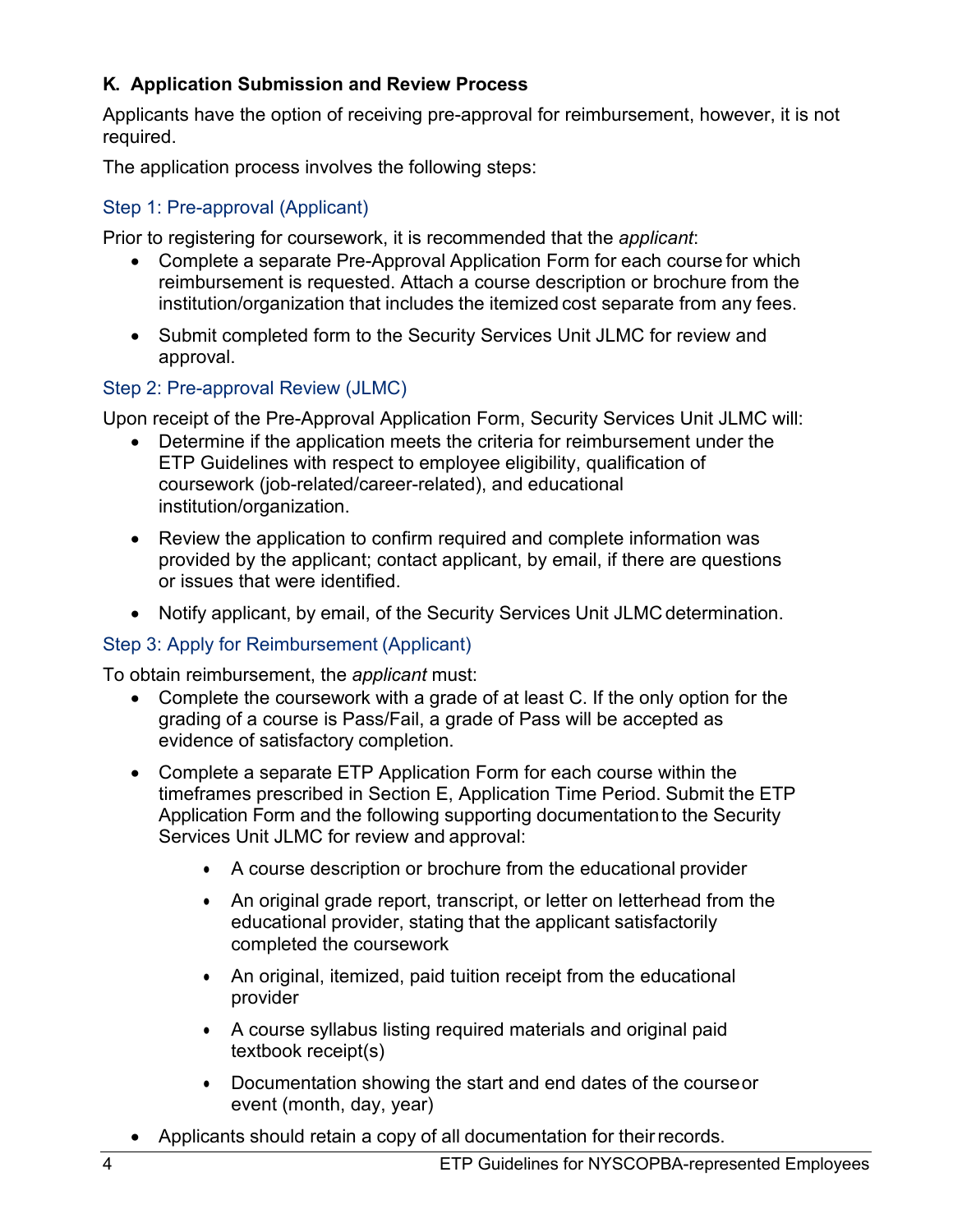## K. Application Submission and Review Process

Applicants have the option of receiving pre-approval for reimbursement, however, it is not required.

The application process involves the following steps:

### Step 1: Pre-approval (Applicant)

Prior to registering for coursework, it is recommended that the *applicant*:

- Complete a separate Pre-Approval Application Form for each course for which reimbursement is requested. Attach a course description or brochure from the institution/organization that includes the itemized cost separate from any fees.
- Submit completed form to the Security Services Unit JLMC for review and approval.

### Step 2: Pre-approval Review (JLMC)

Upon receipt of the Pre-Approval Application Form, Security Services Unit JLMC will:

- Determine if the application meets the criteria for reimbursement under the ETP Guidelines with respect to employee eligibility, qualification of coursework (job-related/career-related), and educational institution/organization.
- Review the application to confirm required and complete information was provided by the applicant; contact applicant, by email, if there are questions or issues that were identified.
- Notify applicant, by email, of the Security Services Unit JLMC determination.

### Step 3: Apply for Reimbursement (Applicant)

To obtain reimbursement, the *applicant* must:

- Complete the coursework with a grade of at least C. If the only option for the grading of a course is Pass/Fail, a grade of Pass will be accepted as evidence of satisfactory completion.
- Complete a separate ETP Application Form for each course within the timeframes prescribed in Section E, Application Time Period. Submit the ETP Application Form and the following supporting documentation to the Security Services Unit JLMC for review and approval:
    - A course description or brochure from the educational provider
    - An original grade report, transcript, or letter on letterhead from the educational provider, stating that the applicant satisfactorily completed the coursework
    - An original, itemized, paid tuition receipt from the educational provider
    - A course syllabus listing required materials and original paid textbook receipt(s)
    - Documentation showing the start and end dates of the course or event (month, day, year)
- Applicants should retain a copy of all documentation for their records.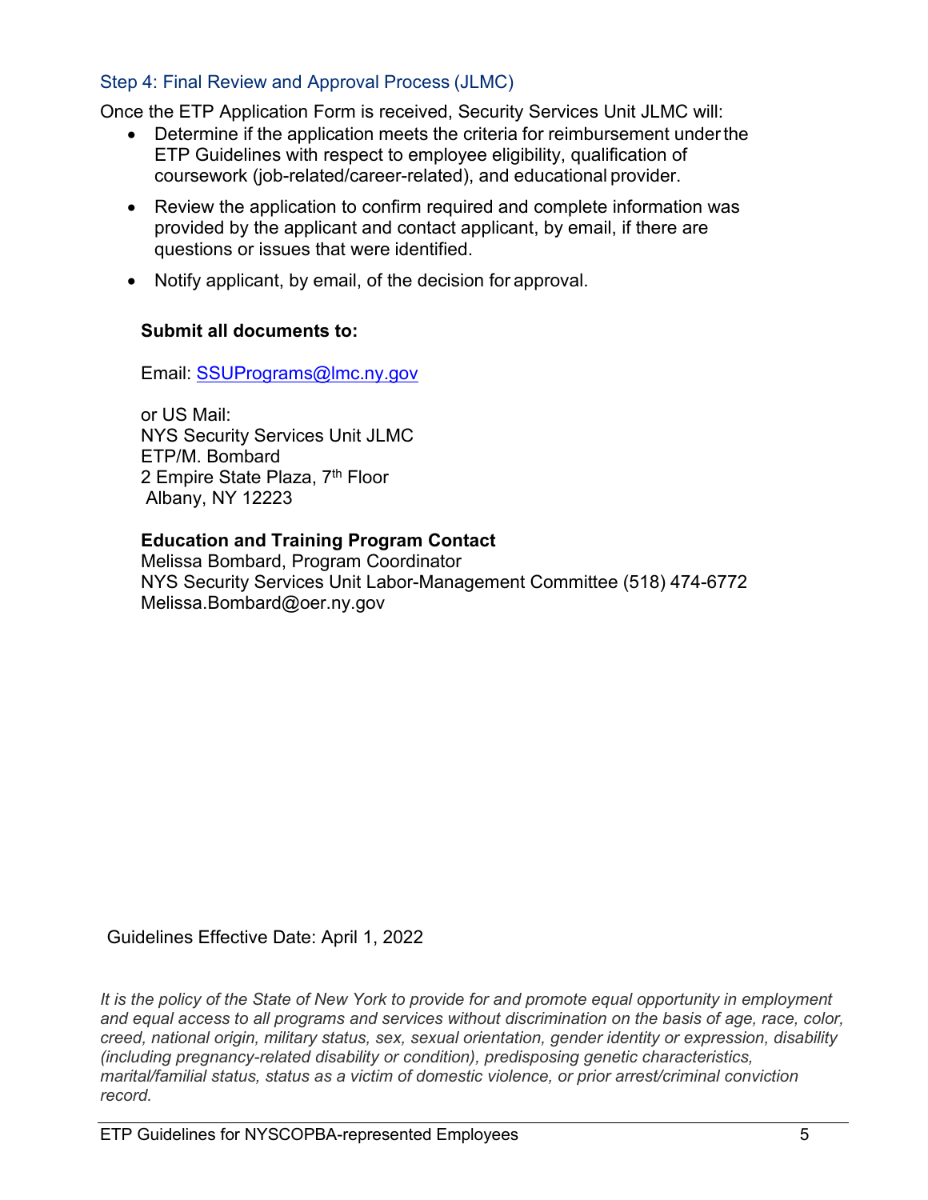### Step 4: Final Review and Approval Process (JLMC)

Once the ETP Application Form is received, Security Services Unit JLMC will:

- Determine if the application meets the criteria for reimbursement under the ETP Guidelines with respect to employee eligibility, qualification of coursework (job-related/career-related), and educational provider.
- Review the application to confirm required and complete information was provided by the applicant and contact applicant, by email, if there are questions or issues that were identified.
- Notify applicant, by email, of the decision for approval.

**Submit all documents to:**

Email: [SSUPrograms@lmc.ny.gov](mailto:SSUPrograms@lmc.ny.gov)

or US Mail:
NYS Security Services Unit JLMC
ETP/M. Bombard
2 Empire State Plaza, 7th Floor
Albany, NY 12223

**Education and Training Program Contact**
Melissa Bombard, Program Coordinator
NYS Security Services Unit Labor-Management Committee (518) 474-6772
Melissa.Bombard@oer.ny.gov

Guidelines Effective Date: April 1, 2022

*It is the policy of the State of New York to provide for and promote equal opportunity in employment and equal access to all programs and services without discrimination on the basis of age, race, color, creed, national origin, military status, sex, sexual orientation, gender identity or expression, disability (including pregnancy-related disability or condition), predisposing genetic characteristics, marital/familial status, status as a victim of domestic violence, or prior arrest/criminal conviction record.*